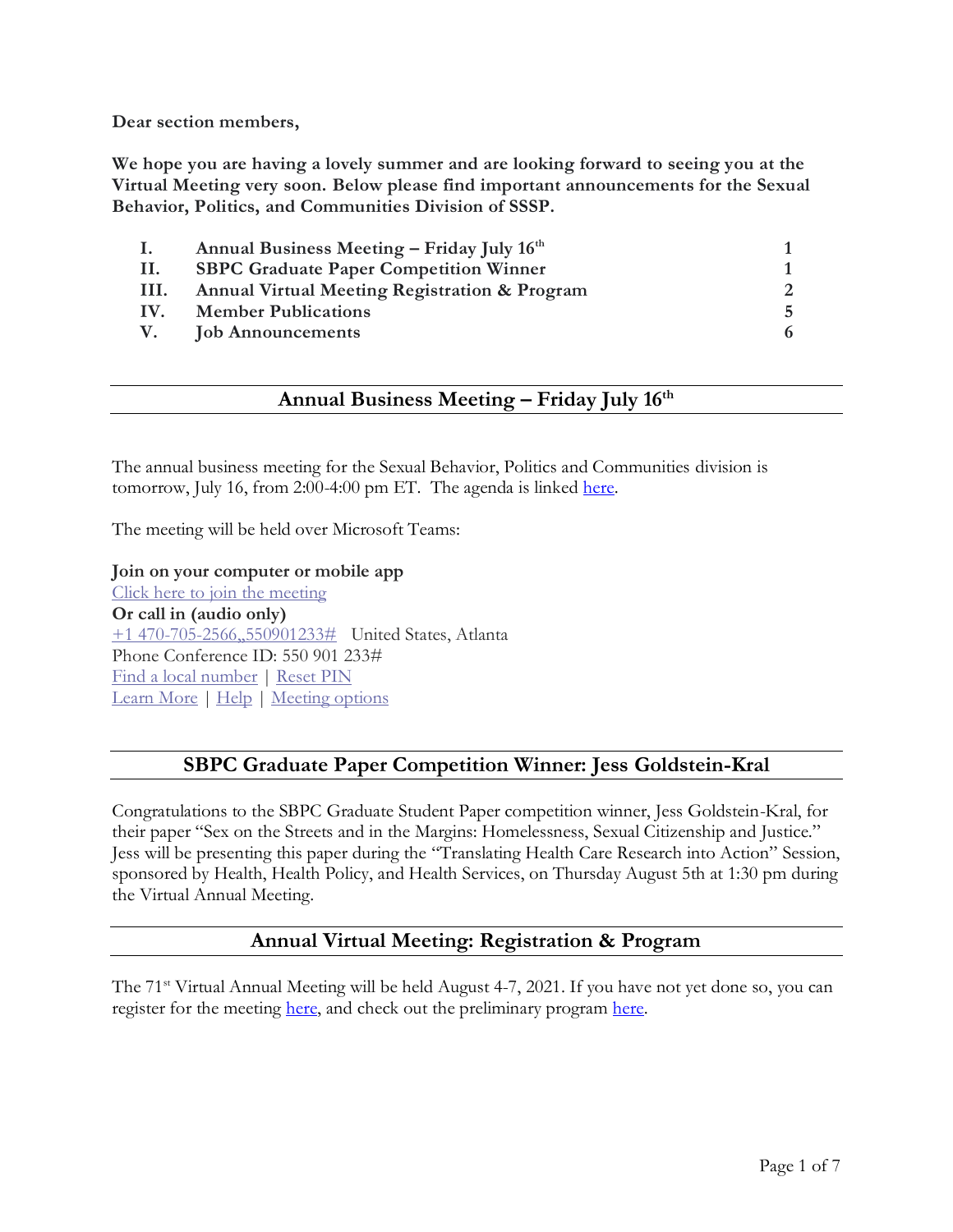**Dear section members,**

**We hope you are having a lovely summer and are looking forward to seeing you at the Virtual Meeting very soon. Below please find important announcements for the Sexual Behavior, Politics, and Communities Division of SSSP.**

| | | |
|---|---|---|
| **I.** | **Annual Business Meeting – Friday July 16th** | **1** |
| **II.** | **SBPC Graduate Paper Competition Winner** | **1** |
| **III.** | **Annual Virtual Meeting Registration & Program** | **2** |
| **IV.** | **Member Publications** | **5** |
| **V.** | **Job Announcements** | **6** |

## Annual Business Meeting – Friday July 16th

The annual business meeting for the Sexual Behavior, Politics and Communities division is tomorrow, July 16, from 2:00-4:00 pm ET. The agenda is linked here.

The meeting will be held over Microsoft Teams:

**Join on your computer or mobile app**
Click here to join the meeting
**Or call in (audio only)**
+1 470-705-2566,,550901233# United States, Atlanta
Phone Conference ID: 550 901 233#
Find a local number | Reset PIN
Learn More | Help | Meeting options

## SBPC Graduate Paper Competition Winner: Jess Goldstein-Kral

Congratulations to the SBPC Graduate Student Paper competition winner, Jess Goldstein-Kral, for their paper "Sex on the Streets and in the Margins: Homelessness, Sexual Citizenship and Justice." Jess will be presenting this paper during the "Translating Health Care Research into Action" Session, sponsored by Health, Health Policy, and Health Services, on Thursday August 5th at 1:30 pm during the Virtual Annual Meeting.

## Annual Virtual Meeting: Registration & Program

The 71st Virtual Annual Meeting will be held August 4-7, 2021. If you have not yet done so, you can register for the meeting here, and check out the preliminary program here.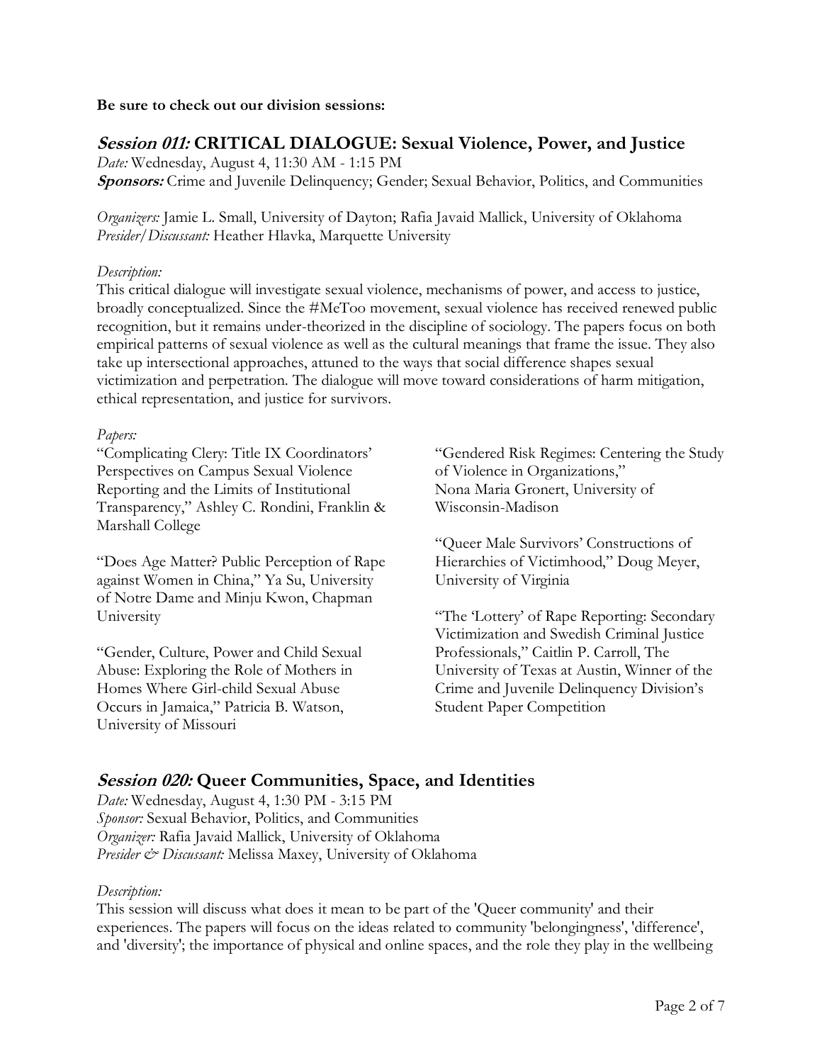**Be sure to check out our division sessions:**

## ***Session 011:*** **CRITICAL DIALOGUE: Sexual Violence, Power, and Justice**

*Date:* Wednesday, August 4, 11:30 AM - 1:15 PM
***Sponsors:*** Crime and Juvenile Delinquency; Gender; Sexual Behavior, Politics, and Communities

*Organizers:* Jamie L. Small, University of Dayton; Rafia Javaid Mallick, University of Oklahoma
*Presider/Discussant:* Heather Hlavka, Marquette University

*Description:*
This critical dialogue will investigate sexual violence, mechanisms of power, and access to justice, broadly conceptualized. Since the #MeToo movement, sexual violence has received renewed public recognition, but it remains under-theorized in the discipline of sociology. The papers focus on both empirical patterns of sexual violence as well as the cultural meanings that frame the issue. They also take up intersectional approaches, attuned to the ways that social difference shapes sexual victimization and perpetration. The dialogue will move toward considerations of harm mitigation, ethical representation, and justice for survivors.

*Papers:*

"Complicating Clery: Title IX Coordinators' Perspectives on Campus Sexual Violence Reporting and the Limits of Institutional Transparency," Ashley C. Rondini, Franklin & Marshall College

"Does Age Matter? Public Perception of Rape against Women in China," Ya Su, University of Notre Dame and Minju Kwon, Chapman University

"Gender, Culture, Power and Child Sexual Abuse: Exploring the Role of Mothers in Homes Where Girl-child Sexual Abuse Occurs in Jamaica," Patricia B. Watson, University of Missouri

"Gendered Risk Regimes: Centering the Study of Violence in Organizations," Nona Maria Gronert, University of Wisconsin-Madison

"Queer Male Survivors' Constructions of Hierarchies of Victimhood," Doug Meyer, University of Virginia

"The 'Lottery' of Rape Reporting: Secondary Victimization and Swedish Criminal Justice Professionals," Caitlin P. Carroll, The University of Texas at Austin, Winner of the Crime and Juvenile Delinquency Division's Student Paper Competition

## ***Session 020:*** **Queer Communities, Space, and Identities**

*Date:* Wednesday, August 4, 1:30 PM - 3:15 PM
*Sponsor:* Sexual Behavior, Politics, and Communities
*Organizer:* Rafia Javaid Mallick, University of Oklahoma
*Presider & Discussant:* Melissa Maxey, University of Oklahoma

*Description:*
This session will discuss what does it mean to be part of the 'Queer community' and their experiences. The papers will focus on the ideas related to community 'belongingness', 'difference', and 'diversity'; the importance of physical and online spaces, and the role they play in the wellbeing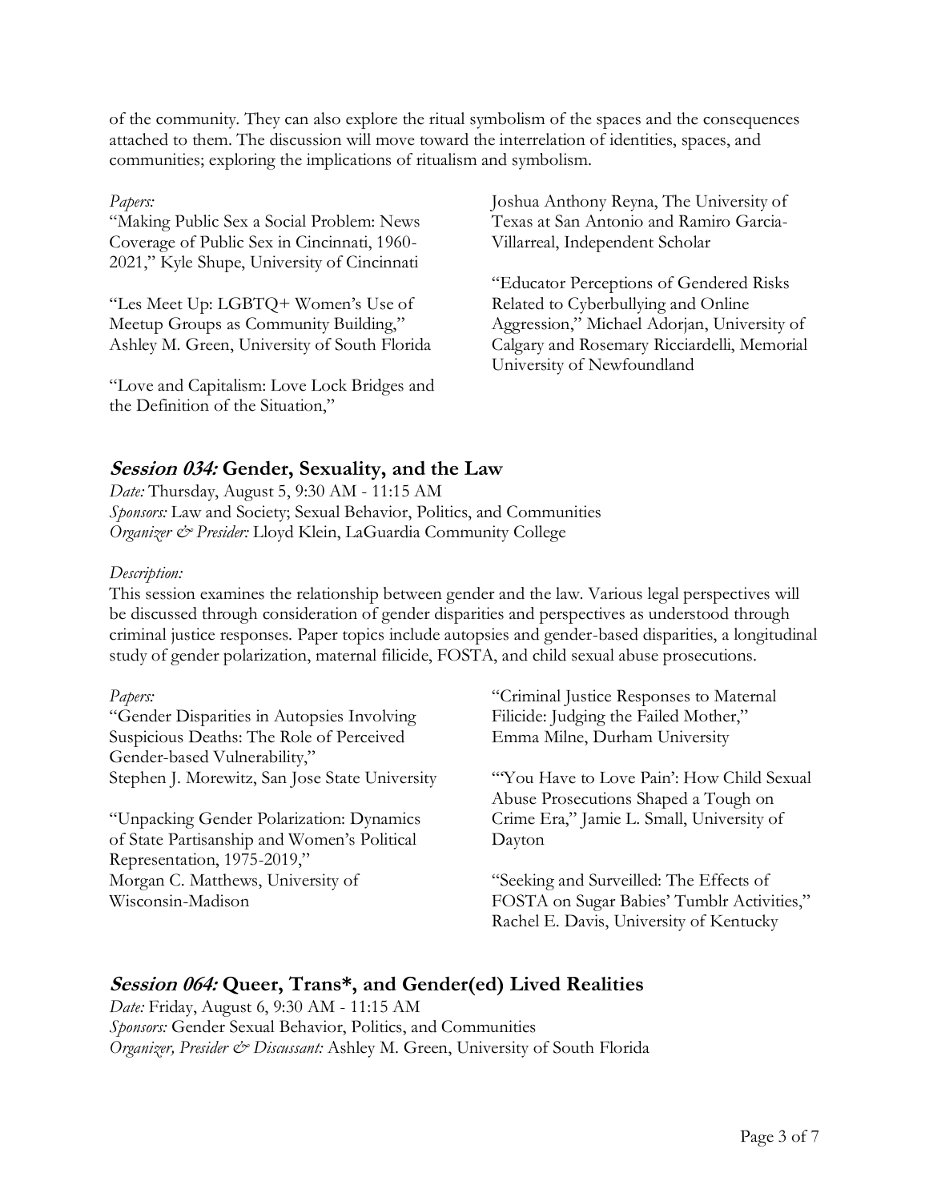of the community. They can also explore the ritual symbolism of the spaces and the consequences attached to them. The discussion will move toward the interrelation of identities, spaces, and communities; exploring the implications of ritualism and symbolism.

*Papers:*

"Making Public Sex a Social Problem: News Coverage of Public Sex in Cincinnati, 1960-2021," Kyle Shupe, University of Cincinnati

"Les Meet Up: LGBTQ+ Women's Use of Meetup Groups as Community Building," Ashley M. Green, University of South Florida

"Love and Capitalism: Love Lock Bridges and the Definition of the Situation," Joshua Anthony Reyna, The University of Texas at San Antonio and Ramiro Garcia-Villarreal, Independent Scholar

"Educator Perceptions of Gendered Risks Related to Cyberbullying and Online Aggression," Michael Adorjan, University of Calgary and Rosemary Ricciardelli, Memorial University of Newfoundland

## *Session 034:* Gender, Sexuality, and the Law

*Date:* Thursday, August 5, 9:30 AM - 11:15 AM
*Sponsors:* Law and Society; Sexual Behavior, Politics, and Communities
*Organizer & Presider:* Lloyd Klein, LaGuardia Community College

*Description:*
This session examines the relationship between gender and the law. Various legal perspectives will be discussed through consideration of gender disparities and perspectives as understood through criminal justice responses. Paper topics include autopsies and gender-based disparities, a longitudinal study of gender polarization, maternal filicide, FOSTA, and child sexual abuse prosecutions.

*Papers:*

"Gender Disparities in Autopsies Involving Suspicious Deaths: The Role of Perceived Gender-based Vulnerability," Stephen J. Morewitz, San Jose State University

"Unpacking Gender Polarization: Dynamics of State Partisanship and Women's Political Representation, 1975-2019," Morgan C. Matthews, University of Wisconsin-Madison

"Criminal Justice Responses to Maternal Filicide: Judging the Failed Mother," Emma Milne, Durham University

"'You Have to Love Pain': How Child Sexual Abuse Prosecutions Shaped a Tough on Crime Era," Jamie L. Small, University of Dayton

"Seeking and Surveilled: The Effects of FOSTA on Sugar Babies' Tumblr Activities," Rachel E. Davis, University of Kentucky

## *Session 064:* Queer, Trans*, and Gender(ed) Lived Realities

*Date:* Friday, August 6, 9:30 AM - 11:15 AM
*Sponsors:* Gender Sexual Behavior, Politics, and Communities
*Organizer, Presider & Discussant:* Ashley M. Green, University of South Florida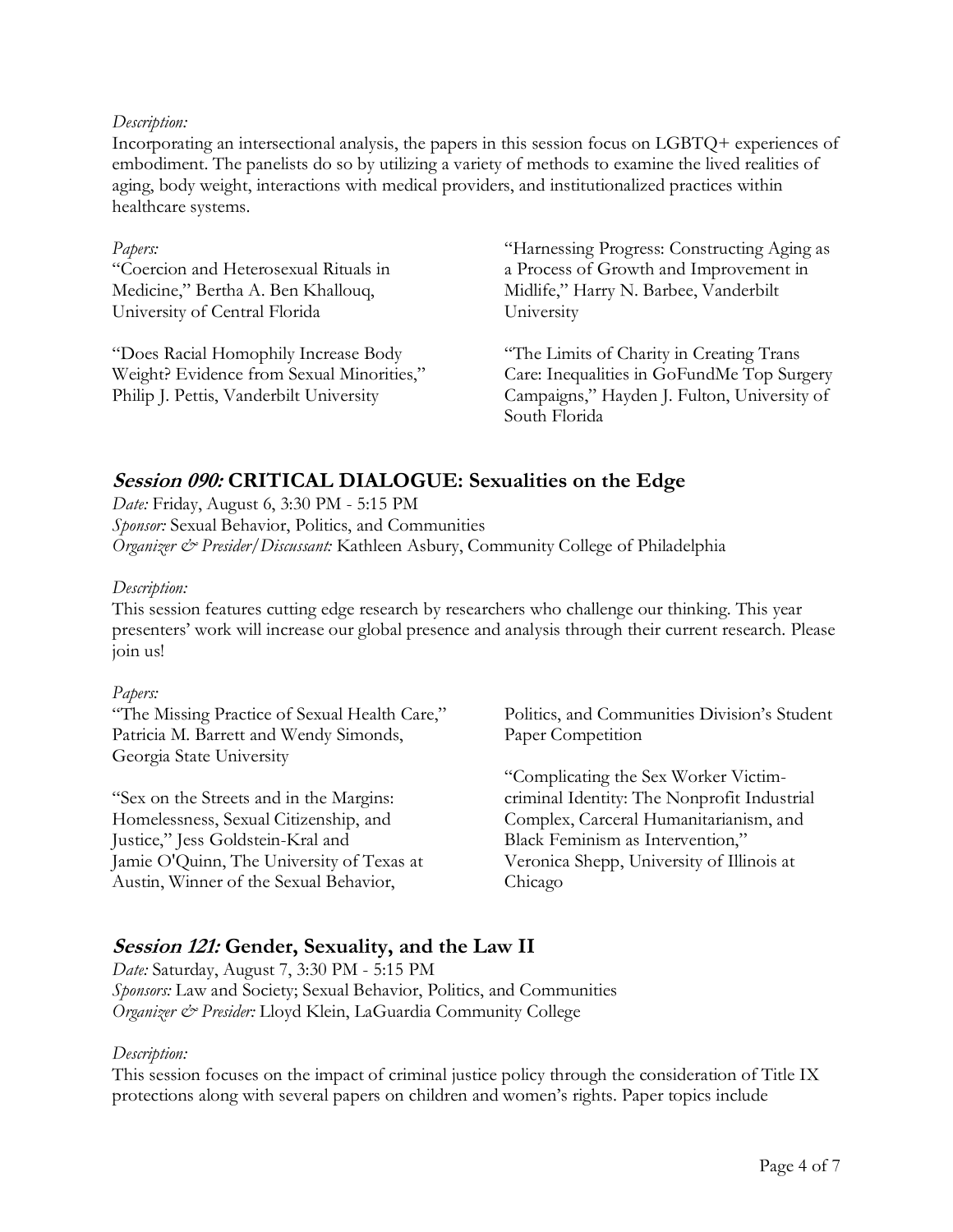*Description:*
Incorporating an intersectional analysis, the papers in this session focus on LGBTQ+ experiences of embodiment. The panelists do so by utilizing a variety of methods to examine the lived realities of aging, body weight, interactions with medical providers, and institutionalized practices within healthcare systems.

*Papers:*

"Coercion and Heterosexual Rituals in Medicine," Bertha A. Ben Khallouq, University of Central Florida

"Does Racial Homophily Increase Body Weight? Evidence from Sexual Minorities," Philip J. Pettis, Vanderbilt University

"Harnessing Progress: Constructing Aging as a Process of Growth and Improvement in Midlife," Harry N. Barbee, Vanderbilt University

"The Limits of Charity in Creating Trans Care: Inequalities in GoFundMe Top Surgery Campaigns," Hayden J. Fulton, University of South Florida

## *Session 090:* CRITICAL DIALOGUE: Sexualities on the Edge

*Date:* Friday, August 6, 3:30 PM - 5:15 PM
*Sponsor:* Sexual Behavior, Politics, and Communities
*Organizer & Presider/Discussant:* Kathleen Asbury, Community College of Philadelphia

*Description:*
This session features cutting edge research by researchers who challenge our thinking. This year presenters' work will increase our global presence and analysis through their current research. Please join us!

*Papers:*

"The Missing Practice of Sexual Health Care," Patricia M. Barrett and Wendy Simonds, Georgia State University

"Sex on the Streets and in the Margins: Homelessness, Sexual Citizenship, and Justice," Jess Goldstein-Kral and Jamie O'Quinn, The University of Texas at Austin, Winner of the Sexual Behavior, Politics, and Communities Division's Student Paper Competition

"Complicating the Sex Worker Victim-criminal Identity: The Nonprofit Industrial Complex, Carceral Humanitarianism, and Black Feminism as Intervention," Veronica Shepp, University of Illinois at Chicago

## *Session 121:* Gender, Sexuality, and the Law II

*Date:* Saturday, August 7, 3:30 PM - 5:15 PM
*Sponsors:* Law and Society; Sexual Behavior, Politics, and Communities
*Organizer & Presider:* Lloyd Klein, LaGuardia Community College

*Description:*
This session focuses on the impact of criminal justice policy through the consideration of Title IX protections along with several papers on children and women's rights. Paper topics include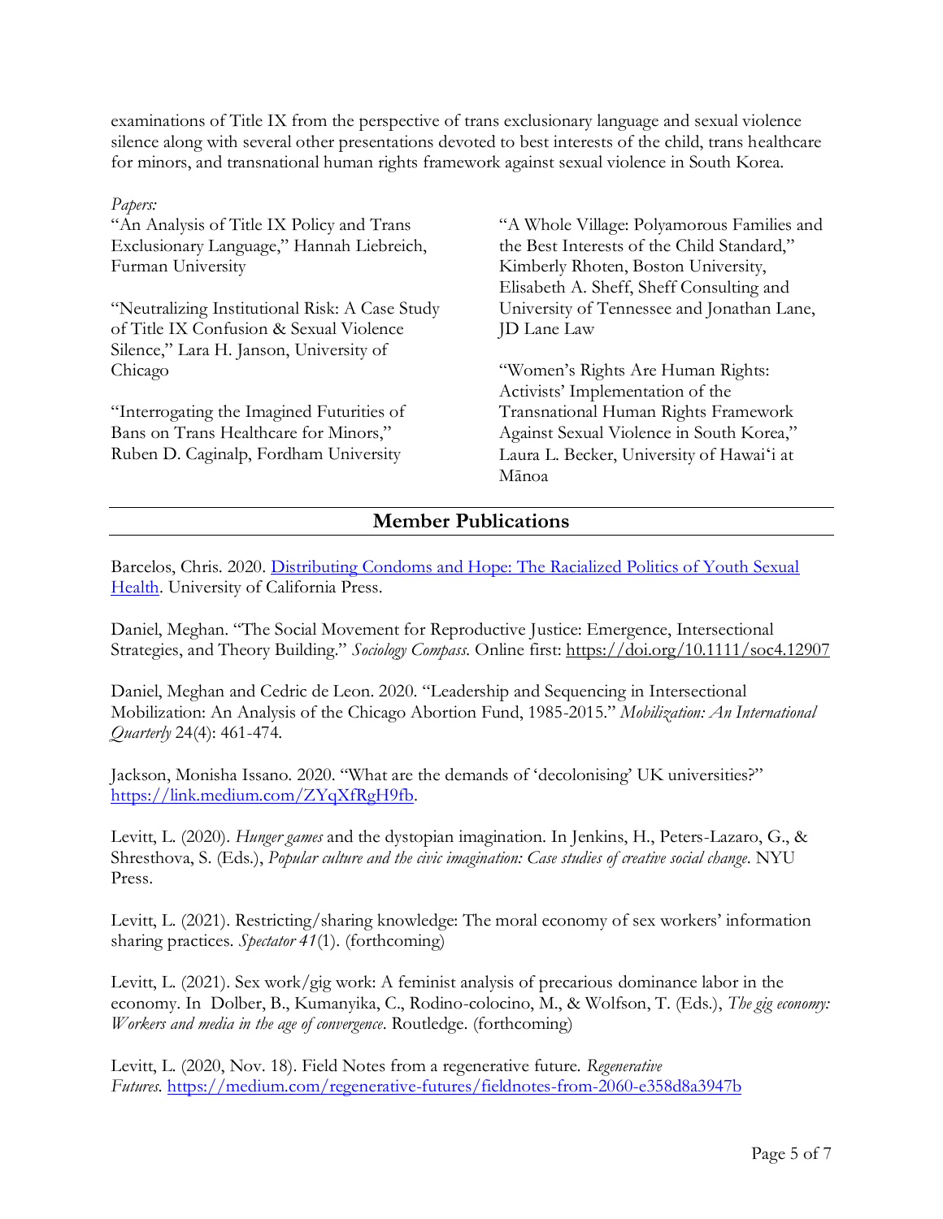examinations of Title IX from the perspective of trans exclusionary language and sexual violence silence along with several other presentations devoted to best interests of the child, trans healthcare for minors, and transnational human rights framework against sexual violence in South Korea.

*Papers:*

"An Analysis of Title IX Policy and Trans Exclusionary Language," Hannah Liebreich, Furman University

"Neutralizing Institutional Risk: A Case Study of Title IX Confusion & Sexual Violence Silence," Lara H. Janson, University of Chicago

"Interrogating the Imagined Futurities of Bans on Trans Healthcare for Minors," Ruben D. Caginalp, Fordham University

"A Whole Village: Polyamorous Families and the Best Interests of the Child Standard," Kimberly Rhoten, Boston University, Elisabeth A. Sheff, Sheff Consulting and University of Tennessee and Jonathan Lane, JD Lane Law

"Women's Rights Are Human Rights: Activists' Implementation of the Transnational Human Rights Framework Against Sexual Violence in South Korea," Laura L. Becker, University of Hawai'i at Mānoa

## Member Publications

Barcelos, Chris. 2020. Distributing Condoms and Hope: The Racialized Politics of Youth Sexual Health. University of California Press.

Daniel, Meghan. "The Social Movement for Reproductive Justice: Emergence, Intersectional Strategies, and Theory Building." *Sociology Compass.* Online first: https://doi.org/10.1111/soc4.12907

Daniel, Meghan and Cedric de Leon. 2020. "Leadership and Sequencing in Intersectional Mobilization: An Analysis of the Chicago Abortion Fund, 1985-2015." *Mobilization: An International Quarterly* 24(4): 461-474.

Jackson, Monisha Issano. 2020. "What are the demands of 'decolonising' UK universities?" https://link.medium.com/ZYqXfRgH9fb.

Levitt, L. (2020). *Hunger games* and the dystopian imagination. In Jenkins, H., Peters-Lazaro, G., & Shresthova, S. (Eds.), *Popular culture and the civic imagination: Case studies of creative social change*. NYU Press.

Levitt, L. (2021). Restricting/sharing knowledge: The moral economy of sex workers' information sharing practices. *Spectator 41*(1). (forthcoming)

Levitt, L. (2021). Sex work/gig work: A feminist analysis of precarious dominance labor in the economy. In Dolber, B., Kumanyika, C., Rodino-colocino, M., & Wolfson, T. (Eds.), *The gig economy: Workers and media in the age of convergence*. Routledge. (forthcoming)

Levitt, L. (2020, Nov. 18). Field Notes from a regenerative future. *Regenerative Futures*. https://medium.com/regenerative-futures/fieldnotes-from-2060-e358d8a3947b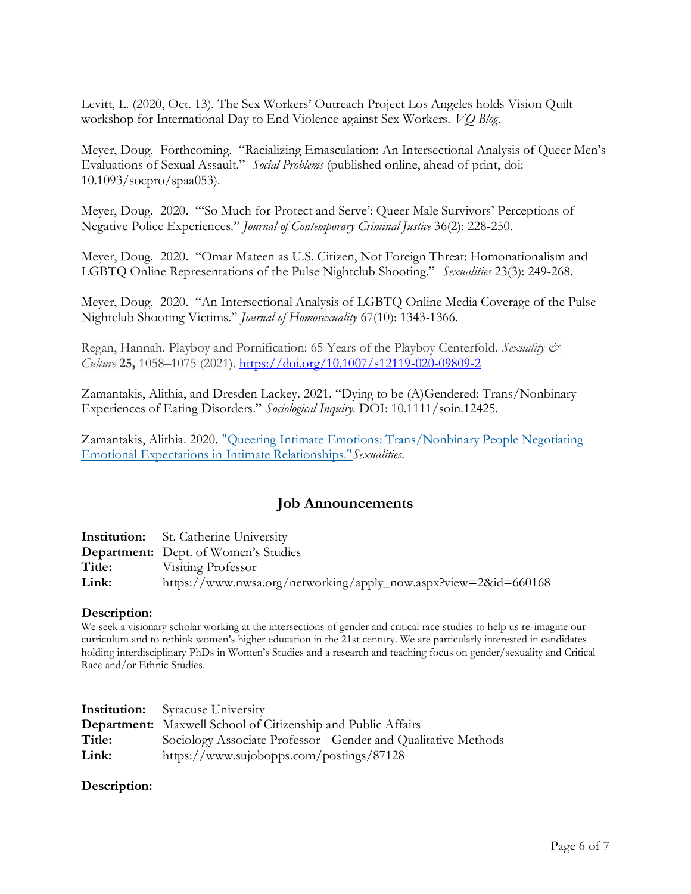Levitt, L. (2020, Oct. 13). The Sex Workers' Outreach Project Los Angeles holds Vision Quilt workshop for International Day to End Violence against Sex Workers. *VQ Blog*.

Meyer, Doug. Forthcoming. "Racializing Emasculation: An Intersectional Analysis of Queer Men's Evaluations of Sexual Assault." *Social Problems* (published online, ahead of print, doi: 10.1093/socpro/spaa053).

Meyer, Doug. 2020. "'So Much for Protect and Serve': Queer Male Survivors' Perceptions of Negative Police Experiences." *Journal of Contemporary Criminal Justice* 36(2): 228-250.

Meyer, Doug. 2020. "Omar Mateen as U.S. Citizen, Not Foreign Threat: Homonationalism and LGBTQ Online Representations of the Pulse Nightclub Shooting." *Sexualities* 23(3): 249-268.

Meyer, Doug. 2020. "An Intersectional Analysis of LGBTQ Online Media Coverage of the Pulse Nightclub Shooting Victims." *Journal of Homosexuality* 67(10): 1343-1366.

Regan, Hannah. Playboy and Pornification: 65 Years of the Playboy Centerfold. *Sexuality & Culture* **25,** 1058–1075 (2021). [https://doi.org/10.1007/s12119-020-09809-2](https://doi.org/10.1007/s12119-020-09809-2)

Zamantakis, Alithia, and Dresden Lackey. 2021. "Dying to be (A)Gendered: Trans/Nonbinary Experiences of Eating Disorders." *Sociological Inquiry*. DOI: 10.1111/soin.12425.

Zamantakis, Alithia. 2020. "Queering Intimate Emotions: Trans/Nonbinary People Negotiating Emotional Expectations in Intimate Relationships."*Sexualities*.

## Job Announcements

**Institution:** St. Catherine University
**Department:** Dept. of Women's Studies
**Title:** Visiting Professor
**Link:** https://www.nwsa.org/networking/apply_now.aspx?view=2&id=660168

**Description:**

We seek a visionary scholar working at the intersections of gender and critical race studies to help us re-imagine our curriculum and to rethink women's higher education in the 21st century. We are particularly interested in candidates holding interdisciplinary PhDs in Women's Studies and a research and teaching focus on gender/sexuality and Critical Race and/or Ethnic Studies.

**Institution:** Syracuse University
**Department:** Maxwell School of Citizenship and Public Affairs
**Title:** Sociology Associate Professor - Gender and Qualitative Methods
**Link:** https://www.sujobopps.com/postings/87128

**Description:**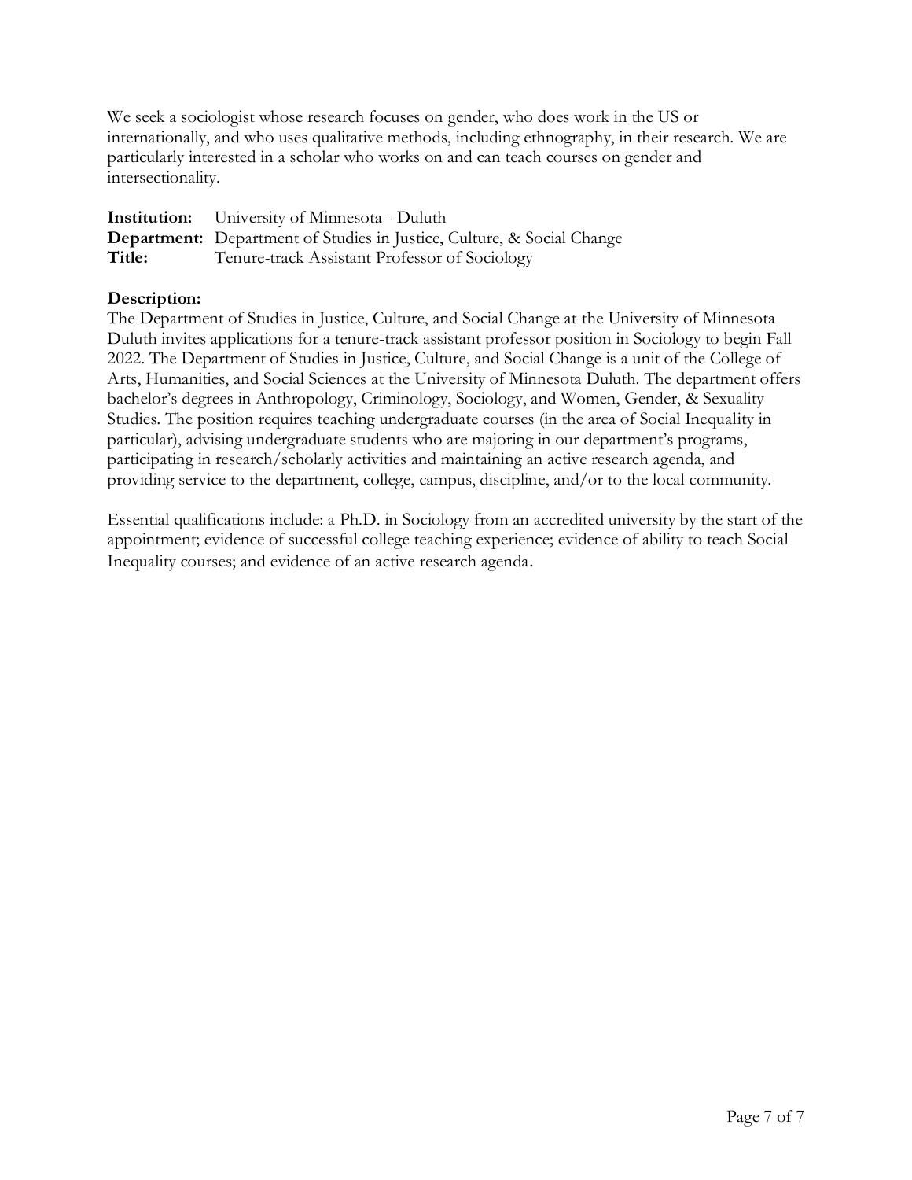We seek a sociologist whose research focuses on gender, who does work in the US or internationally, and who uses qualitative methods, including ethnography, in their research. We are particularly interested in a scholar who works on and can teach courses on gender and intersectionality.

**Institution:** University of Minnesota - Duluth
**Department:** Department of Studies in Justice, Culture, & Social Change
**Title:** Tenure-track Assistant Professor of Sociology

**Description:**
The Department of Studies in Justice, Culture, and Social Change at the University of Minnesota Duluth invites applications for a tenure-track assistant professor position in Sociology to begin Fall 2022. The Department of Studies in Justice, Culture, and Social Change is a unit of the College of Arts, Humanities, and Social Sciences at the University of Minnesota Duluth. The department offers bachelor's degrees in Anthropology, Criminology, Sociology, and Women, Gender, & Sexuality Studies. The position requires teaching undergraduate courses (in the area of Social Inequality in particular), advising undergraduate students who are majoring in our department's programs, participating in research/scholarly activities and maintaining an active research agenda, and providing service to the department, college, campus, discipline, and/or to the local community.

Essential qualifications include: a Ph.D. in Sociology from an accredited university by the start of the appointment; evidence of successful college teaching experience; evidence of ability to teach Social Inequality courses; and evidence of an active research agenda.